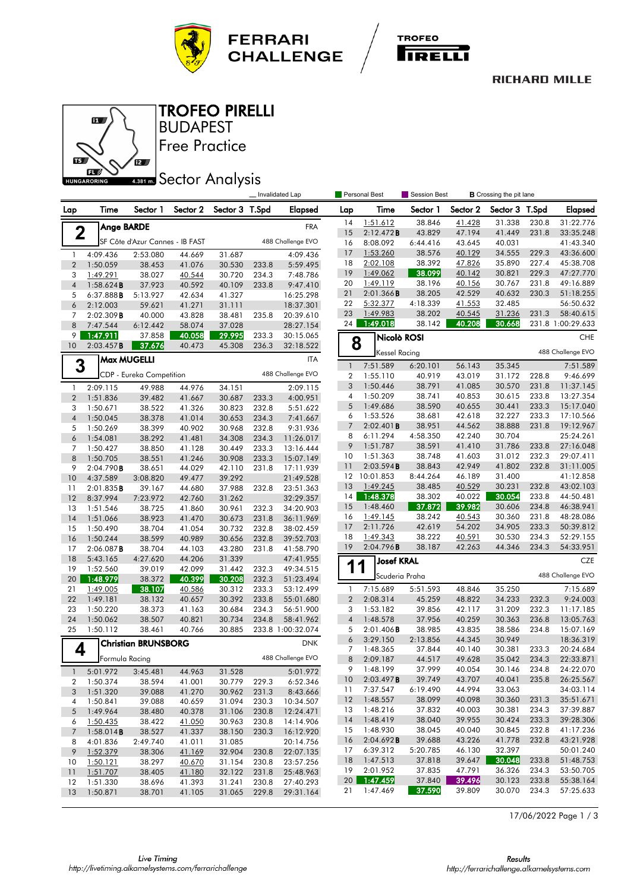# TROFEO PIRELLI

## BUDAPEST

## Free Practice

## Sector Analysis

HUNGARORING 4.381 m.

_ Invalidated Lap | Personal Best | Session Best | **B** Crossing the pit lane

### 2 Ange BARDE — FRA

SF Côte d'Azur Cannes - IB FAST — 488 Challenge EVO

| Lap | Time | Sector 1 | Sector 2 | Sector 3 | T.Spd | Elapsed |
|---|---|---|---|---|---|---|
| 1 | 4:09.436 | 2:53.080 | 44.669 | 31.687 | | 4:09.436 |
| 2 | 1:50.059 | 38.453 | 41.076 | 30.530 | 233.8 | 5:59.495 |
| 3 | 1:49.291 | 38.027 | 40.544 | 30.720 | 234.3 | 7:48.786 |
| 4 | 1:58.624B | 37.923 | 40.592 | 40.109 | 233.8 | 9:47.410 |
| 5 | 6:37.888B | 5:13.927 | 42.634 | 41.327 | | 16:25.298 |
| 6 | 2:12.003 | 59.621 | 41.271 | 31.111 | | 18:37.301 |
| 7 | 2:02.309B | 40.000 | 43.828 | 38.481 | 235.8 | 20:39.610 |
| 8 | 7:47.544 | 6:12.442 | 58.074 | 37.028 | | 28:27.154 |
| 9 | 1:47.911 | 37.858 | 40.058 | 29.995 | 233.3 | 30:15.065 |
| 10 | 2:03.457B | 37.676 | 40.473 | 45.308 | 236.3 | 32:18.522 |

### 3 Max MUGELLI — ITA

CDP - Eureka Competition — 488 Challenge EVO

| Lap | Time | Sector 1 | Sector 2 | Sector 3 | T.Spd | Elapsed |
|---|---|---|---|---|---|---|
| 1 | 2:09.115 | 49.988 | 44.976 | 34.151 | | 2:09.115 |
| 2 | 1:51.836 | 39.482 | 41.667 | 30.687 | 233.3 | 4:00.951 |
| 3 | 1:50.671 | 38.522 | 41.326 | 30.823 | 232.8 | 5:51.622 |
| 4 | 1:50.045 | 38.378 | 41.014 | 30.653 | 234.3 | 7:41.667 |
| 5 | 1:50.269 | 38.399 | 40.902 | 30.968 | 232.8 | 9:31.936 |
| 6 | 1:54.081 | 38.292 | 41.481 | 34.308 | 234.3 | 11:26.017 |
| 7 | 1:50.427 | 38.850 | 41.128 | 30.449 | 233.3 | 13:16.444 |
| 8 | 1:50.705 | 38.551 | 41.246 | 30.908 | 233.3 | 15:07.149 |
| 9 | 2:04.790B | 38.651 | 44.029 | 42.110 | 231.8 | 17:11.939 |
| 10 | 4:37.589 | 3:08.820 | 49.477 | 39.292 | | 21:49.528 |
| 11 | 2:01.835B | 39.167 | 44.680 | 37.988 | 232.8 | 23:51.363 |
| 12 | 8:37.994 | 7:23.972 | 42.760 | 31.262 | | 32:29.357 |
| 13 | 1:51.546 | 38.725 | 41.860 | 30.961 | 232.3 | 34:20.903 |
| 14 | 1:51.066 | 38.923 | 41.470 | 30.673 | 231.8 | 36:11.969 |
| 15 | 1:50.490 | 38.704 | 41.054 | 30.732 | 232.8 | 38:02.459 |
| 16 | 1:50.244 | 38.599 | 40.989 | 30.656 | 232.8 | 39:52.703 |
| 17 | 2:06.087B | 38.704 | 44.103 | 43.280 | 231.8 | 41:58.790 |
| 18 | 5:43.165 | 4:27.620 | 44.206 | 31.339 | | 47:41.955 |
| 19 | 1:52.560 | 39.019 | 42.099 | 31.442 | 232.3 | 49:34.515 |
| 20 | 1:48.979 | 38.372 | 40.399 | 30.208 | 232.3 | 51:23.494 |
| 21 | 1:49.005 | 38.107 | 40.586 | 30.312 | 233.3 | 53:12.499 |
| 22 | 1:49.181 | 38.132 | 40.657 | 30.392 | 233.8 | 55:01.680 |
| 23 | 1:50.220 | 38.373 | 41.163 | 30.684 | 234.3 | 56:51.900 |
| 24 | 1:50.062 | 38.507 | 40.821 | 30.734 | 234.8 | 58:41.962 |
| 25 | 1:50.112 | 38.461 | 40.766 | 30.885 | 233.8 | 1:00:32.074 |

### 4 Christian BRUNSBORG — DNK

Formula Racing — 488 Challenge EVO

| Lap | Time | Sector 1 | Sector 2 | Sector 3 | T.Spd | Elapsed |
|---|---|---|---|---|---|---|
| 1 | 5:01.972 | 3:45.481 | 44.963 | 31.528 | | 5:01.972 |
| 2 | 1:50.374 | 38.594 | 41.001 | 30.779 | 229.3 | 6:52.346 |
| 3 | 1:51.320 | 39.088 | 41.270 | 30.962 | 231.3 | 8:43.666 |
| 4 | 1:50.841 | 39.088 | 40.659 | 31.094 | 230.3 | 10:34.507 |
| 5 | 1:49.964 | 38.480 | 40.378 | 31.106 | 230.8 | 12:24.471 |
| 6 | 1:50.435 | 38.422 | 41.050 | 30.963 | 230.8 | 14:14.906 |
| 7 | 1:58.014B | 38.527 | 41.337 | 38.150 | 230.3 | 16:12.920 |
| 8 | 4:01.836 | 2:49.740 | 41.011 | 31.085 | | 20:14.756 |
| 9 | 1:52.379 | 38.306 | 41.169 | 32.904 | 230.8 | 22:07.135 |
| 10 | 1:50.121 | 38.297 | 40.670 | 31.154 | 230.8 | 23:57.256 |
| 11 | 1:51.707 | 38.405 | 41.180 | 32.122 | 231.8 | 25:48.963 |
| 12 | 1:51.330 | 38.696 | 41.393 | 31.241 | 230.8 | 27:40.293 |
| 13 | 1:50.871 | 38.701 | 41.105 | 31.065 | 229.8 | 29:31.164 |
| 14 | 1:51.612 | 38.846 | 41.428 | 31.338 | 230.8 | 31:22.776 |
| 15 | 2:12.472B | 43.829 | 47.194 | 41.449 | 231.8 | 33:35.248 |
| 16 | 8:08.092 | 6:44.416 | 43.645 | 40.031 | | 41:43.340 |
| 17 | 1:53.260 | 38.576 | 40.129 | 34.555 | 229.3 | 43:36.600 |
| 18 | 2:02.108 | 38.392 | 47.826 | 35.890 | 227.4 | 45:38.708 |
| 19 | 1:49.062 | 38.099 | 40.142 | 30.821 | 229.3 | 47:27.770 |
| 20 | 1:49.119 | 38.196 | 40.156 | 30.767 | 231.8 | 49:16.889 |
| 21 | 2:01.366B | 38.205 | 42.529 | 40.632 | 230.3 | 51:18.255 |
| 22 | 5:32.377 | 4:18.339 | 41.553 | 32.485 | | 56:50.632 |
| 23 | 1:49.983 | 38.202 | 40.545 | 31.236 | 231.3 | 58:40.615 |
| 24 | 1:49.018 | 38.142 | 40.208 | 30.668 | 231.8 | 1:00:29.633 |

### 8 Nicolò ROSI — CHE

Kessel Racing — 488 Challenge EVO

| Lap | Time | Sector 1 | Sector 2 | Sector 3 | T.Spd | Elapsed |
|---|---|---|---|---|---|---|
| 1 | 7:51.589 | 6:20.101 | 56.143 | 35.345 | | 7:51.589 |
| 2 | 1:55.110 | 40.919 | 43.019 | 31.172 | 228.8 | 9:46.699 |
| 3 | 1:50.446 | 38.791 | 41.085 | 30.570 | 231.8 | 11:37.145 |
| 4 | 1:50.209 | 38.741 | 40.853 | 30.615 | 233.8 | 13:27.354 |
| 5 | 1:49.686 | 38.590 | 40.655 | 30.441 | 233.3 | 15:17.040 |
| 6 | 1:53.526 | 38.681 | 42.618 | 32.227 | 233.3 | 17:10.566 |
| 7 | 2:02.401B | 38.951 | 44.562 | 38.888 | 231.8 | 19:12.967 |
| 8 | 6:11.294 | 4:58.350 | 42.240 | 30.704 | | 25:24.261 |
| 9 | 1:51.787 | 38.591 | 41.410 | 31.786 | 233.8 | 27:16.048 |
| 10 | 1:51.363 | 38.748 | 41.603 | 31.012 | 232.3 | 29:07.411 |
| 11 | 2:03.594B | 38.843 | 42.949 | 41.802 | 232.8 | 31:11.005 |
| 12 | 10:01.853 | 8:44.264 | 46.189 | 31.400 | | 41:12.858 |
| 13 | 1:49.245 | 38.485 | 40.529 | 30.231 | 232.8 | 43:02.103 |
| 14 | 1:48.378 | 38.302 | 40.022 | 30.054 | 233.8 | 44:50.481 |
| 15 | 1:48.460 | 37.872 | 39.982 | 30.606 | 234.8 | 46:38.941 |
| 16 | 1:49.145 | 38.242 | 40.543 | 30.360 | 231.8 | 48:28.086 |
| 17 | 2:11.726 | 42.619 | 54.202 | 34.905 | 233.3 | 50:39.812 |
| 18 | 1:49.343 | 38.222 | 40.591 | 30.530 | 234.3 | 52:29.155 |
| 19 | 2:04.796B | 38.187 | 42.263 | 44.346 | 234.3 | 54:33.951 |

### 11 Josef KRAL — CZE

Scuderia Praha — 488 Challenge EVO

| Lap | Time | Sector 1 | Sector 2 | Sector 3 | T.Spd | Elapsed |
|---|---|---|---|---|---|---|
| 1 | 7:15.689 | 5:51.593 | 48.846 | 35.250 | | 7:15.689 |
| 2 | 2:08.314 | 45.259 | 48.822 | 34.233 | 232.3 | 9:24.003 |
| 3 | 1:53.182 | 39.856 | 42.117 | 31.209 | 232.3 | 11:17.185 |
| 4 | 1:48.578 | 37.956 | 40.259 | 30.363 | 236.8 | 13:05.763 |
| 5 | 2:01.406B | 38.985 | 43.835 | 38.586 | 234.8 | 15:07.169 |
| 6 | 3:29.150 | 2:13.856 | 44.345 | 30.949 | | 18:36.319 |
| 7 | 1:48.365 | 37.844 | 40.140 | 30.381 | 233.3 | 20:24.684 |
| 8 | 2:09.187 | 44.517 | 49.628 | 35.042 | 234.3 | 22:33.871 |
| 9 | 1:48.199 | 37.999 | 40.054 | 30.146 | 234.8 | 24:22.070 |
| 10 | 2:03.497B | 39.749 | 43.707 | 40.041 | 235.8 | 26:25.567 |
| 11 | 7:37.547 | 6:19.490 | 44.994 | 33.063 | | 34:03.114 |
| 12 | 1:48.557 | 38.099 | 40.098 | 30.360 | 231.3 | 35:51.671 |
| 13 | 1:48.216 | 37.832 | 40.003 | 30.381 | 234.3 | 37:39.887 |
| 14 | 1:48.419 | 38.040 | 39.955 | 30.424 | 233.3 | 39:28.306 |
| 15 | 1:48.930 | 38.045 | 40.040 | 30.845 | 232.8 | 41:17.236 |
| 16 | 2:04.692B | 39.688 | 43.226 | 41.778 | 232.8 | 43:21.928 |
| 17 | 6:39.312 | 5:20.785 | 46.130 | 32.397 | | 50:01.240 |
| 18 | 1:47.513 | 37.818 | 39.647 | 30.048 | 233.8 | 51:48.753 |
| 19 | 2:01.952 | 37.835 | 47.791 | 36.326 | 234.3 | 53:50.705 |
| 20 | 1:47.459 | 37.840 | 39.496 | 30.123 | 233.8 | 55:38.164 |
| 21 | 1:47.469 | 37.590 | 39.809 | 30.070 | 234.3 | 57:25.633 |

17/06/2022

Live Timing
http://livetiming.alkamelsystems.com/ferrarichallenge

Results
http://ferrarichallenge.alkamelsystems.com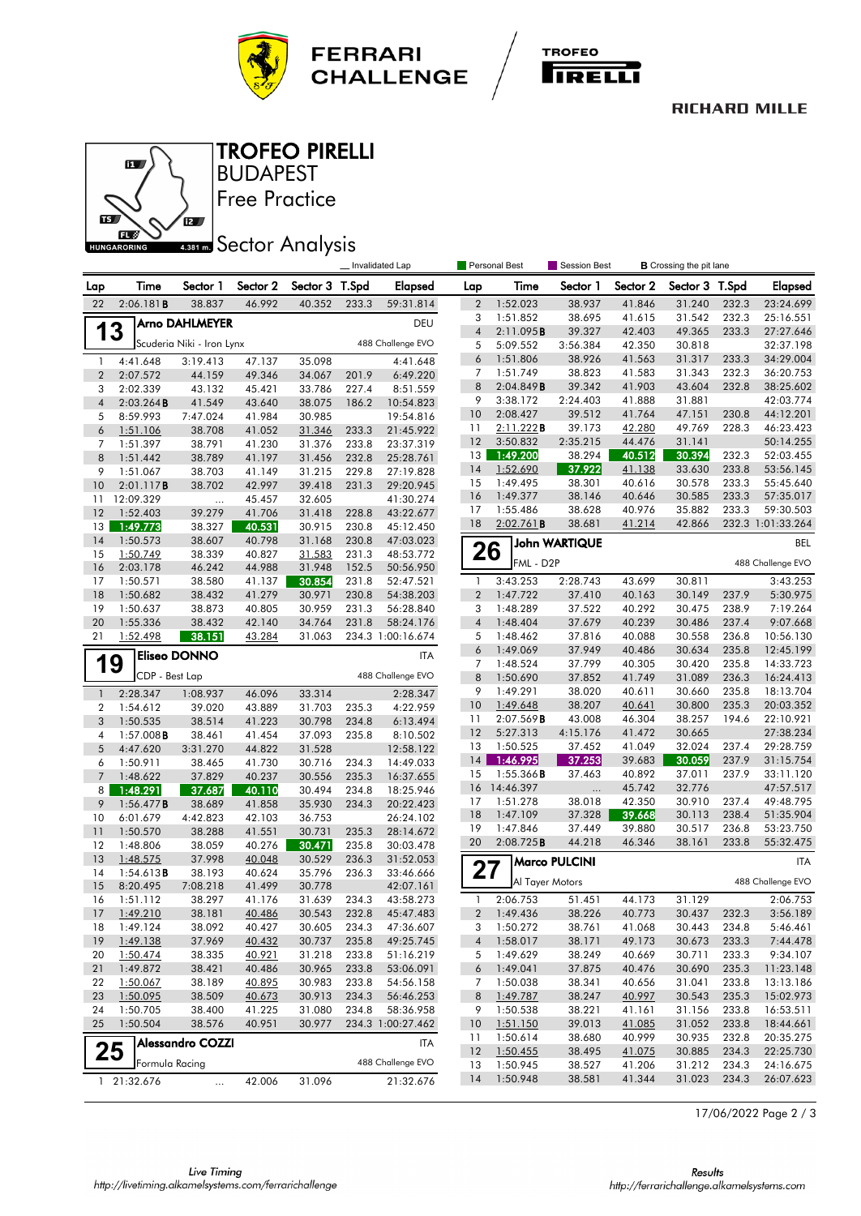# TROFEO PIRELLI

BUDAPEST

Free Practice

## Sector Analysis

HUNGARORING 4.381 m.

_ Invalidated Lap | Personal Best | Session Best | **B** Crossing the pit lane

| Lap | Time | Sector 1 | Sector 2 | Sector 3 | T.Spd | Elapsed |
|---|---|---|---|---|---|---|
| 22 | 2:06.181**B** | 38.837 | 46.992 | 40.352 | 233.3 | 59:31.814 |

### 13 Arno DAHLMEYER — DEU

Scuderia Niki - Iron Lynx — 488 Challenge EVO

| Lap | Time | Sector 1 | Sector 2 | Sector 3 | T.Spd | Elapsed |
|---|---|---|---|---|---|---|
| 1 | 4:41.648 | 3:19.413 | 47.137 | 35.098 | | 4:41.648 |
| 2 | 2:07.572 | 44.159 | 49.346 | 34.067 | 201.9 | 6:49.220 |
| 3 | 2:02.339 | 43.132 | 45.421 | 33.786 | 227.4 | 8:51.559 |
| 4 | 2:03.264**B** | 41.549 | 43.640 | 38.075 | 186.2 | 10:54.823 |
| 5 | 8:59.993 | 7:47.024 | 41.984 | 30.985 | | 19:54.816 |
| 6 | 1:51.106 | 38.708 | 41.052 | 31.346 | 233.3 | 21:45.922 |
| 7 | 1:51.397 | 38.791 | 41.230 | 31.376 | 233.8 | 23:37.319 |
| 8 | 1:51.442 | 38.789 | 41.197 | 31.456 | 232.8 | 25:28.761 |
| 9 | 1:51.067 | 38.703 | 41.149 | 31.215 | 229.8 | 27:19.828 |
| 10 | 2:01.117**B** | 38.702 | 42.997 | 39.418 | 231.3 | 29:20.945 |
| 11 | 12:09.329 | ... | 45.457 | 32.605 | | 41:30.274 |
| 12 | 1:52.403 | 39.279 | 41.706 | 31.418 | 228.8 | 43:22.677 |
| 13 | 1:49.773 | 38.327 | 40.531 | 30.915 | 230.8 | 45:12.450 |
| 14 | 1:50.573 | 38.607 | 40.798 | 31.168 | 230.8 | 47:03.023 |
| 15 | 1:50.749 | 38.339 | 40.827 | 31.583 | 231.3 | 48:53.772 |
| 16 | 2:03.178 | 46.242 | 44.988 | 31.948 | 152.5 | 50:56.950 |
| 17 | 1:50.571 | 38.580 | 41.137 | 30.854 | 231.8 | 52:47.521 |
| 18 | 1:50.682 | 38.432 | 41.279 | 30.971 | 230.8 | 54:38.203 |
| 19 | 1:50.637 | 38.873 | 40.805 | 30.959 | 231.3 | 56:28.840 |
| 20 | 1:55.336 | 38.432 | 42.140 | 34.764 | 231.8 | 58:24.176 |
| 21 | 1:52.498 | 38.151 | 43.284 | 31.063 | 234.3 | 1:00:16.674 |

### 19 Eliseo DONNO — ITA

CDP - Best Lap — 488 Challenge EVO

| Lap | Time | Sector 1 | Sector 2 | Sector 3 | T.Spd | Elapsed |
|---|---|---|---|---|---|---|
| 1 | 2:28.347 | 1:08.937 | 46.096 | 33.314 | | 2:28.347 |
| 2 | 1:54.612 | 39.020 | 43.889 | 31.703 | 235.3 | 4:22.959 |
| 3 | 1:50.535 | 38.514 | 41.223 | 30.798 | 234.8 | 6:13.494 |
| 4 | 1:57.008**B** | 38.461 | 41.454 | 37.093 | 235.8 | 8:10.502 |
| 5 | 4:47.620 | 3:31.270 | 44.822 | 31.528 | | 12:58.122 |
| 6 | 1:50.911 | 38.465 | 41.730 | 30.716 | 234.3 | 14:49.033 |
| 7 | 1:48.622 | 37.829 | 40.237 | 30.556 | 235.3 | 16:37.655 |
| 8 | 1:48.291 | 37.687 | 40.110 | 30.494 | 234.8 | 18:25.946 |
| 9 | 1:56.477**B** | 38.689 | 41.858 | 35.930 | 234.3 | 20:22.423 |
| 10 | 6:01.679 | 4:42.823 | 42.103 | 36.753 | | 26:24.102 |
| 11 | 1:50.570 | 38.288 | 41.551 | 30.731 | 235.3 | 28:14.672 |
| 12 | 1:48.806 | 38.059 | 40.276 | 30.471 | 235.8 | 30:03.478 |
| 13 | 1:48.575 | 37.998 | 40.048 | 30.529 | 236.3 | 31:52.053 |
| 14 | 1:54.613**B** | 38.193 | 40.624 | 35.796 | 236.3 | 33:46.666 |
| 15 | 8:20.495 | 7:08.218 | 41.499 | 30.778 | | 42:07.161 |
| 16 | 1:51.112 | 38.297 | 41.176 | 31.639 | 234.3 | 43:58.273 |
| 17 | 1:49.210 | 38.181 | 40.486 | 30.543 | 232.8 | 45:47.483 |
| 18 | 1:49.124 | 38.092 | 40.427 | 30.605 | 234.3 | 47:36.607 |
| 19 | 1:49.138 | 37.969 | 40.432 | 30.737 | 235.8 | 49:25.745 |
| 20 | 1:50.474 | 38.335 | 40.921 | 31.218 | 233.8 | 51:16.219 |
| 21 | 1:49.872 | 38.421 | 40.486 | 30.965 | 233.8 | 53:06.091 |
| 22 | 1:50.067 | 38.189 | 40.895 | 30.983 | 233.8 | 54:56.158 |
| 23 | 1:50.095 | 38.509 | 40.673 | 30.913 | 234.3 | 56:46.253 |
| 24 | 1:50.705 | 38.400 | 41.225 | 31.080 | 234.8 | 58:36.958 |
| 25 | 1:50.504 | 38.576 | 40.951 | 30.977 | 234.3 | 1:00:27.462 |

### 25 Alessandro COZZI — ITA

Formula Racing — 488 Challenge EVO

| Lap | Time | Sector 1 | Sector 2 | Sector 3 | T.Spd | Elapsed |
|---|---|---|---|---|---|---|
| 1 | 21:32.676 | ... | 42.006 | 31.096 | | 21:32.676 |
| 2 | 1:52.023 | 38.937 | 41.846 | 31.240 | 232.3 | 23:24.699 |
| 3 | 1:51.852 | 38.695 | 41.615 | 31.542 | 232.3 | 25:16.551 |
| 4 | 2:11.095**B** | 39.327 | 42.403 | 49.365 | 233.3 | 27:27.646 |
| 5 | 5:09.552 | 3:56.384 | 42.350 | 30.818 | | 32:37.198 |
| 6 | 1:51.806 | 38.926 | 41.563 | 31.317 | 233.3 | 34:29.004 |
| 7 | 1:51.749 | 38.823 | 41.583 | 31.343 | 232.3 | 36:20.753 |
| 8 | 2:04.849**B** | 39.342 | 41.903 | 43.604 | 232.8 | 38:25.602 |
| 9 | 3:38.172 | 2:24.403 | 41.888 | 31.881 | | 42:03.774 |
| 10 | 2:08.427 | 39.512 | 41.764 | 47.151 | 230.8 | 44:12.201 |
| 11 | 2:11.222**B** | 39.173 | 42.280 | 49.769 | 228.3 | 46:23.423 |
| 12 | 3:50.832 | 2:35.215 | 44.476 | 31.141 | | 50:14.255 |
| 13 | 1:49.200 | 38.294 | 40.512 | 30.394 | 232.3 | 52:03.455 |
| 14 | 1:52.690 | 37.922 | 41.138 | 33.630 | 233.8 | 53:56.145 |
| 15 | 1:49.495 | 38.301 | 40.616 | 30.578 | 233.3 | 55:45.640 |
| 16 | 1:49.377 | 38.146 | 40.646 | 30.585 | 233.3 | 57:35.017 |
| 17 | 1:55.486 | 38.628 | 40.976 | 35.882 | 233.3 | 59:30.503 |
| 18 | 2:02.761**B** | 38.681 | 41.214 | 42.866 | 232.3 | 1:01:33.264 |

### 26 John WARTIQUE — BEL

FML - D2P — 488 Challenge EVO

| Lap | Time | Sector 1 | Sector 2 | Sector 3 | T.Spd | Elapsed |
|---|---|---|---|---|---|---|
| 1 | 3:43.253 | 2:28.743 | 43.699 | 30.811 | | 3:43.253 |
| 2 | 1:47.722 | 37.410 | 40.163 | 30.149 | 237.9 | 5:30.975 |
| 3 | 1:48.289 | 37.522 | 40.292 | 30.475 | 238.9 | 7:19.264 |
| 4 | 1:48.404 | 37.679 | 40.239 | 30.486 | 237.4 | 9:07.668 |
| 5 | 1:48.462 | 37.816 | 40.088 | 30.558 | 236.8 | 10:56.130 |
| 6 | 1:49.069 | 37.949 | 40.486 | 30.634 | 235.8 | 12:45.199 |
| 7 | 1:48.524 | 37.799 | 40.305 | 30.420 | 235.8 | 14:33.723 |
| 8 | 1:50.690 | 37.852 | 41.749 | 31.089 | 236.3 | 16:24.413 |
| 9 | 1:49.291 | 38.020 | 40.611 | 30.660 | 235.8 | 18:13.704 |
| 10 | 1:49.648 | 38.207 | 40.641 | 30.800 | 235.3 | 20:03.352 |
| 11 | 2:07.569**B** | 43.008 | 46.304 | 38.257 | 194.6 | 22:10.921 |
| 12 | 5:27.313 | 4:15.176 | 41.472 | 30.665 | | 27:38.234 |
| 13 | 1:50.525 | 37.452 | 41.049 | 32.024 | 237.4 | 29:28.759 |
| 14 | 1:46.995 | 37.253 | 39.683 | 30.059 | 237.9 | 31:15.754 |
| 15 | 1:55.366**B** | 37.463 | 40.892 | 37.011 | 237.9 | 33:11.120 |
| 16 | 14:46.397 | ... | 45.742 | 32.776 | | 47:57.517 |
| 17 | 1:51.278 | 38.018 | 42.350 | 30.910 | 237.4 | 49:48.795 |
| 18 | 1:47.109 | 37.328 | 39.668 | 30.113 | 238.4 | 51:35.904 |
| 19 | 1:47.846 | 37.449 | 39.880 | 30.517 | 236.8 | 53:23.750 |
| 20 | 2:08.725**B** | 44.218 | 46.346 | 38.161 | 233.8 | 55:32.475 |

### 27 Marco PULCINI — ITA

Al Tayer Motors — 488 Challenge EVO

| Lap | Time | Sector 1 | Sector 2 | Sector 3 | T.Spd | Elapsed |
|---|---|---|---|---|---|---|
| 1 | 2:06.753 | 51.451 | 44.173 | 31.129 | | 2:06.753 |
| 2 | 1:49.436 | 38.226 | 40.773 | 30.437 | 232.3 | 3:56.189 |
| 3 | 1:50.272 | 38.761 | 41.068 | 30.443 | 234.8 | 5:46.461 |
| 4 | 1:58.017 | 38.171 | 49.173 | 30.673 | 233.3 | 7:44.478 |
| 5 | 1:49.629 | 38.249 | 40.669 | 30.711 | 233.3 | 9:34.107 |
| 6 | 1:49.041 | 37.875 | 40.476 | 30.690 | 235.3 | 11:23.148 |
| 7 | 1:50.038 | 38.341 | 40.656 | 31.041 | 233.8 | 13:13.186 |
| 8 | 1:49.787 | 38.247 | 40.997 | 30.543 | 235.3 | 15:02.973 |
| 9 | 1:50.538 | 38.221 | 41.161 | 31.156 | 233.8 | 16:53.511 |
| 10 | 1:51.150 | 39.013 | 41.085 | 31.052 | 233.8 | 18:44.661 |
| 11 | 1:50.614 | 38.680 | 40.999 | 30.935 | 232.8 | 20:35.275 |
| 12 | 1:50.455 | 38.495 | 41.075 | 30.885 | 234.3 | 22:25.730 |
| 13 | 1:50.945 | 38.527 | 41.206 | 31.212 | 234.3 | 24:16.675 |
| 14 | 1:50.948 | 38.581 | 41.344 | 31.023 | 234.3 | 26:07.623 |

17/06/2022

Live Timing http://livetiming.alkamelsystems.com/ferrarichallenge

Results http://ferrarichallenge.alkamelsystems.com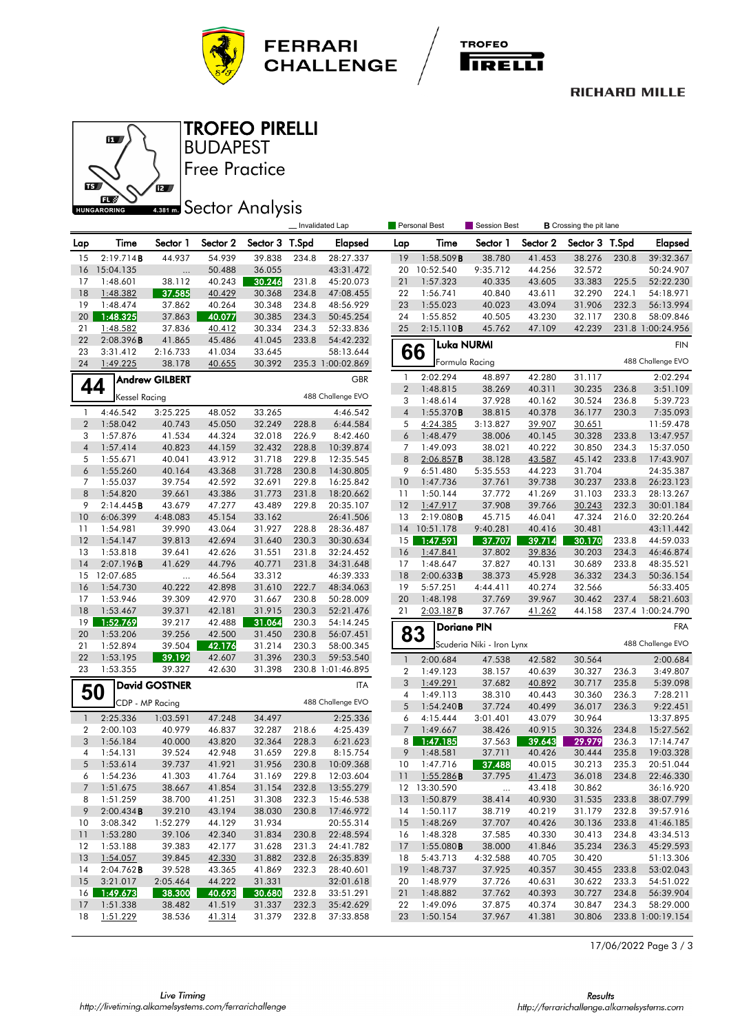# TROFEO PIRELLI

BUDAPEST

Free Practice

## Sector Analysis

HUNGARORING 4.381 m.

_ Invalidated Lap | Personal Best | Session Best | B Crossing the pit lane

| Lap | Time | Sector 1 | Sector 2 | Sector 3 | T.Spd | Elapsed |
|---|---|---|---|---|---|---|
| 15 | 2:19.714B | 44.937 | 54.939 | 39.838 | 234.8 | 28:27.337 |
| 16 | 15:04.135 | ... | 50.488 | 36.055 | | 43:31.472 |
| 17 | 1:48.601 | 38.112 | 40.243 | 30.246 | 231.8 | 45:20.073 |
| 18 | 1:48.382 | 37.585 | 40.429 | 30.368 | 234.8 | 47:08.455 |
| 19 | 1:48.474 | 37.862 | 40.264 | 30.348 | 234.8 | 48:56.929 |
| 20 | 1:48.325 | 37.863 | 40.077 | 30.385 | 234.3 | 50:45.254 |
| 21 | 1:48.582 | 37.836 | 40.412 | 30.334 | 234.3 | 52:33.836 |
| 22 | 2:08.396B | 41.865 | 45.486 | 41.045 | 233.8 | 54:42.232 |
| 23 | 3:31.412 | 2:16.733 | 41.034 | 33.645 | | 58:13.644 |
| 24 | 1:49.225 | 38.178 | 40.655 | 30.392 | 235.3 | 1:00:02.869 |

### 44 Andrew GILBERT — GBR
Kessel Racing — 488 Challenge EVO

| Lap | Time | Sector 1 | Sector 2 | Sector 3 | T.Spd | Elapsed |
|---|---|---|---|---|---|---|
| 1 | 4:46.542 | 3:25.225 | 48.052 | 33.265 | | 4:46.542 |
| 2 | 1:58.042 | 40.743 | 45.050 | 32.249 | 228.8 | 6:44.584 |
| 3 | 1:57.876 | 41.534 | 44.324 | 32.018 | 226.9 | 8:42.460 |
| 4 | 1:57.414 | 40.823 | 44.159 | 32.432 | 228.8 | 10:39.874 |
| 5 | 1:55.671 | 40.041 | 43.912 | 31.718 | 229.8 | 12:35.545 |
| 6 | 1:55.260 | 40.164 | 43.368 | 31.728 | 230.8 | 14:30.805 |
| 7 | 1:55.037 | 39.754 | 42.592 | 32.691 | 229.8 | 16:25.842 |
| 8 | 1:54.820 | 39.661 | 43.386 | 31.773 | 231.8 | 18:20.662 |
| 9 | 2:14.445B | 43.679 | 47.277 | 43.489 | 229.8 | 20:35.107 |
| 10 | 6:06.399 | 4:48.083 | 45.154 | 33.162 | | 26:41.506 |
| 11 | 1:54.981 | 39.990 | 43.064 | 31.927 | 228.8 | 28:36.487 |
| 12 | 1:54.147 | 39.813 | 42.694 | 31.640 | 230.3 | 30:30.634 |
| 13 | 1:53.818 | 39.641 | 42.626 | 31.551 | 231.8 | 32:24.452 |
| 14 | 2:07.196B | 41.629 | 44.796 | 40.771 | 231.8 | 34:31.648 |
| 15 | 12:07.685 | ... | 46.564 | 33.312 | | 46:39.333 |
| 16 | 1:54.730 | 40.222 | 42.898 | 31.610 | 222.7 | 48:34.063 |
| 17 | 1:53.946 | 39.309 | 42.970 | 31.667 | 230.8 | 50:28.009 |
| 18 | 1:53.467 | 39.371 | 42.181 | 31.915 | 230.3 | 52:21.476 |
| 19 | 1:52.769 | 39.217 | 42.488 | 31.064 | 230.3 | 54:14.245 |
| 20 | 1:53.206 | 39.256 | 42.500 | 31.450 | 230.8 | 56:07.451 |
| 21 | 1:52.894 | 39.504 | 42.176 | 31.214 | 230.3 | 58:00.345 |
| 22 | 1:53.195 | 39.192 | 42.607 | 31.396 | 230.3 | 59:53.540 |
| 23 | 1:53.355 | 39.327 | 42.630 | 31.398 | 230.8 | 1:01:46.895 |

### 50 David GOSTNER — ITA
CDP - MP Racing — 488 Challenge EVO

| Lap | Time | Sector 1 | Sector 2 | Sector 3 | T.Spd | Elapsed |
|---|---|---|---|---|---|---|
| 1 | 2:25.336 | 1:03.591 | 47.248 | 34.497 | | 2:25.336 |
| 2 | 2:00.103 | 40.979 | 46.837 | 32.287 | 218.6 | 4:25.439 |
| 3 | 1:56.184 | 40.000 | 43.820 | 32.364 | 228.3 | 6:21.623 |
| 4 | 1:54.131 | 39.524 | 42.948 | 31.659 | 229.8 | 8:15.754 |
| 5 | 1:53.614 | 39.737 | 41.921 | 31.956 | 230.8 | 10:09.368 |
| 6 | 1:54.236 | 41.303 | 41.764 | 31.169 | 229.8 | 12:03.604 |
| 7 | 1:51.675 | 38.667 | 41.854 | 31.154 | 232.8 | 13:55.279 |
| 8 | 1:51.259 | 38.700 | 41.251 | 31.308 | 232.3 | 15:46.538 |
| 9 | 2:00.434B | 39.210 | 43.194 | 38.030 | 230.8 | 17:46.972 |
| 10 | 3:08.342 | 1:52.279 | 44.129 | 31.934 | | 20:55.314 |
| 11 | 1:53.280 | 39.106 | 42.340 | 31.834 | 230.8 | 22:48.594 |
| 12 | 1:53.188 | 39.383 | 42.177 | 31.628 | 231.3 | 24:41.782 |
| 13 | 1:54.057 | 39.845 | 42.330 | 31.882 | 232.8 | 26:35.839 |
| 14 | 2:04.762B | 39.528 | 43.365 | 41.869 | 232.3 | 28:40.601 |
| 15 | 3:21.017 | 2:05.464 | 44.222 | 31.331 | | 32:01.618 |
| 16 | 1:49.673 | 38.300 | 40.693 | 30.680 | 232.8 | 33:51.291 |
| 17 | 1:51.338 | 38.482 | 41.519 | 31.337 | 232.3 | 35:42.629 |
| 18 | 1:51.229 | 38.536 | 41.314 | 31.379 | 232.8 | 37:33.858 |
| 19 | 1:58.509B | 38.780 | 41.453 | 38.276 | 230.8 | 39:32.367 |
| 20 | 10:52.540 | 9:35.712 | 44.256 | 32.572 | | 50:24.907 |
| 21 | 1:57.323 | 40.335 | 43.605 | 33.383 | 225.5 | 52:22.230 |
| 22 | 1:56.741 | 40.840 | 43.611 | 32.290 | 224.1 | 54:18.971 |
| 23 | 1:55.023 | 40.023 | 43.094 | 31.906 | 232.3 | 56:13.994 |
| 24 | 1:55.852 | 40.505 | 43.230 | 32.117 | 230.8 | 58:09.846 |
| 25 | 2:15.110B | 45.762 | 47.109 | 42.239 | 231.8 | 1:00:24.956 |

### 66 Luka NURMI — FIN
Formula Racing — 488 Challenge EVO

| Lap | Time | Sector 1 | Sector 2 | Sector 3 | T.Spd | Elapsed |
|---|---|---|---|---|---|---|
| 1 | 2:02.294 | 48.897 | 42.280 | 31.117 | | 2:02.294 |
| 2 | 1:48.815 | 38.269 | 40.311 | 30.235 | 236.8 | 3:51.109 |
| 3 | 1:48.614 | 37.928 | 40.162 | 30.524 | 236.8 | 5:39.723 |
| 4 | 1:55.370B | 38.815 | 40.378 | 36.177 | 230.3 | 7:35.093 |
| 5 | 4:24.385 | 3:13.827 | 39.907 | 30.651 | | 11:59.478 |
| 6 | 1:48.479 | 38.006 | 40.145 | 30.328 | 233.8 | 13:47.957 |
| 7 | 1:49.093 | 38.021 | 40.222 | 30.850 | 234.3 | 15:37.050 |
| 8 | 2:06.857B | 38.128 | 43.587 | 45.142 | 233.8 | 17:43.907 |
| 9 | 6:51.480 | 5:35.553 | 44.223 | 31.704 | | 24:35.387 |
| 10 | 1:47.736 | 37.761 | 39.738 | 30.237 | 233.8 | 26:23.123 |
| 11 | 1:50.144 | 37.772 | 41.269 | 31.103 | 233.3 | 28:13.267 |
| 12 | 1:47.917 | 37.908 | 39.766 | 30.243 | 232.3 | 30:01.184 |
| 13 | 2:19.080B | 45.715 | 46.041 | 47.324 | 216.0 | 32:20.264 |
| 14 | 10:51.178 | 9:40.281 | 40.416 | 30.481 | | 43:11.442 |
| 15 | 1:47.591 | 37.707 | 39.714 | 30.170 | 233.8 | 44:59.033 |
| 16 | 1:47.841 | 37.802 | 39.836 | 30.203 | 234.3 | 46:46.874 |
| 17 | 1:48.647 | 37.827 | 40.131 | 30.689 | 233.8 | 48:35.521 |
| 18 | 2:00.633B | 38.373 | 45.928 | 36.332 | 234.3 | 50:36.154 |
| 19 | 5:57.251 | 4:44.411 | 40.274 | 32.566 | | 56:33.405 |
| 20 | 1:48.198 | 37.769 | 39.967 | 30.462 | 237.4 | 58:21.603 |
| 21 | 2:03.187B | 37.767 | 41.262 | 44.158 | 237.4 | 1:00:24.790 |

### 83 Doriane PIN — FRA
Scuderia Niki - Iron Lynx — 488 Challenge EVO

| Lap | Time | Sector 1 | Sector 2 | Sector 3 | T.Spd | Elapsed |
|---|---|---|---|---|---|---|
| 1 | 2:00.684 | 47.538 | 42.582 | 30.564 | | 2:00.684 |
| 2 | 1:49.123 | 38.157 | 40.639 | 30.327 | 236.3 | 3:49.807 |
| 3 | 1:49.291 | 37.682 | 40.892 | 30.717 | 235.8 | 5:39.098 |
| 4 | 1:49.113 | 38.310 | 40.443 | 30.360 | 236.3 | 7:28.211 |
| 5 | 1:54.240B | 37.724 | 40.499 | 36.017 | 236.3 | 9:22.451 |
| 6 | 4:15.444 | 3:01.401 | 43.079 | 30.964 | | 13:37.895 |
| 7 | 1:49.667 | 38.426 | 40.915 | 30.326 | 234.8 | 15:27.562 |
| 8 | 1:47.185 | 37.563 | 39.643 | 29.979 | 236.3 | 17:14.747 |
| 9 | 1:48.581 | 37.711 | 40.426 | 30.444 | 235.8 | 19:03.328 |
| 10 | 1:47.716 | 37.488 | 40.015 | 30.213 | 235.3 | 20:51.044 |
| 11 | 1:55.286B | 37.795 | 41.473 | 36.018 | 234.8 | 22:46.330 |
| 12 | 13:30.590 | ... | 43.418 | 30.862 | | 36:16.920 |
| 13 | 1:50.879 | 38.414 | 40.930 | 31.535 | 233.8 | 38:07.799 |
| 14 | 1:50.117 | 38.719 | 40.219 | 31.179 | 232.8 | 39:57.916 |
| 15 | 1:48.269 | 37.707 | 40.426 | 30.136 | 233.8 | 41:46.185 |
| 16 | 1:48.328 | 37.585 | 40.330 | 30.413 | 234.8 | 43:34.513 |
| 17 | 1:55.080B | 38.000 | 41.846 | 35.234 | 236.3 | 45:29.593 |
| 18 | 5:43.713 | 4:32.588 | 40.705 | 30.420 | | 51:13.306 |
| 19 | 1:48.737 | 37.925 | 40.357 | 30.455 | 233.8 | 53:02.043 |
| 20 | 1:48.979 | 37.726 | 40.631 | 30.622 | 233.3 | 54:51.022 |
| 21 | 1:48.882 | 37.762 | 40.393 | 30.727 | 234.8 | 56:39.904 |
| 22 | 1:49.096 | 37.875 | 40.374 | 30.847 | 234.3 | 58:29.000 |
| 23 | 1:50.154 | 37.967 | 41.381 | 30.806 | 233.8 | 1:00:19.154 |

17/06/2022 Page 3 / 3

Live Timing
http://livetiming.alkamelsystems.com/ferrarichallenge

Results
http://ferrarichallenge.alkamelsystems.com